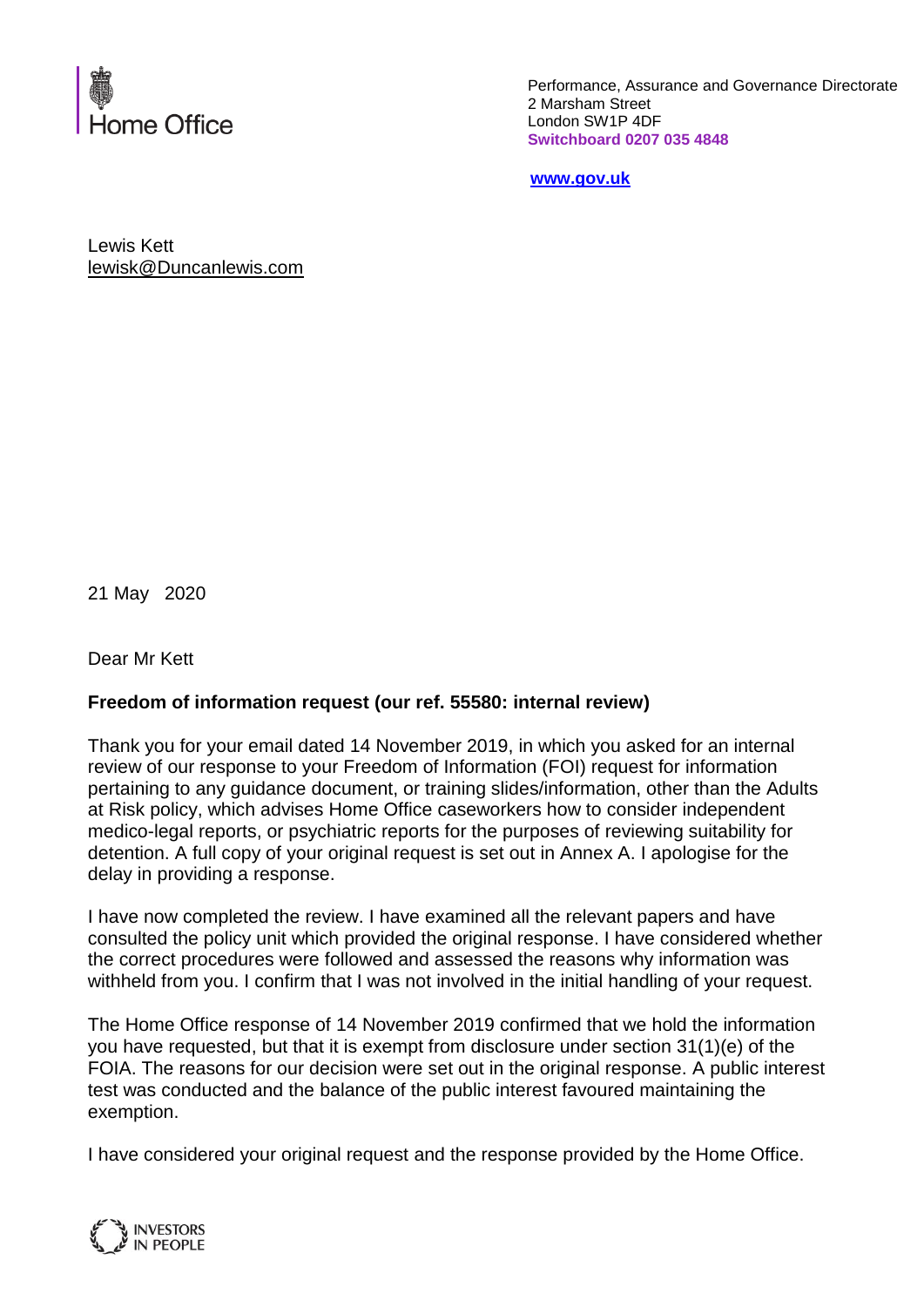Home Office

Performance, Assurance and Governance Directorate
2 Marsham Street
London SW1P 4DF
**Switchboard 0207 035 4848**

**www.gov.uk**

Lewis Kett
lewisk@Duncanlewis.com

21 May 2020

Dear Mr Kett

**Freedom of information request (our ref. 55580: internal review)**

Thank you for your email dated 14 November 2019, in which you asked for an internal review of our response to your Freedom of Information (FOI) request for information pertaining to any guidance document, or training slides/information, other than the Adults at Risk policy, which advises Home Office caseworkers how to consider independent medico-legal reports, or psychiatric reports for the purposes of reviewing suitability for detention. A full copy of your original request is set out in Annex A. I apologise for the delay in providing a response.

I have now completed the review. I have examined all the relevant papers and have consulted the policy unit which provided the original response. I have considered whether the correct procedures were followed and assessed the reasons why information was withheld from you. I confirm that I was not involved in the initial handling of your request.

The Home Office response of 14 November 2019 confirmed that we hold the information you have requested, but that it is exempt from disclosure under section 31(1)(e) of the FOIA. The reasons for our decision were set out in the original response. A public interest test was conducted and the balance of the public interest favoured maintaining the exemption.

I have considered your original request and the response provided by the Home Office.

INVESTORS IN PEOPLE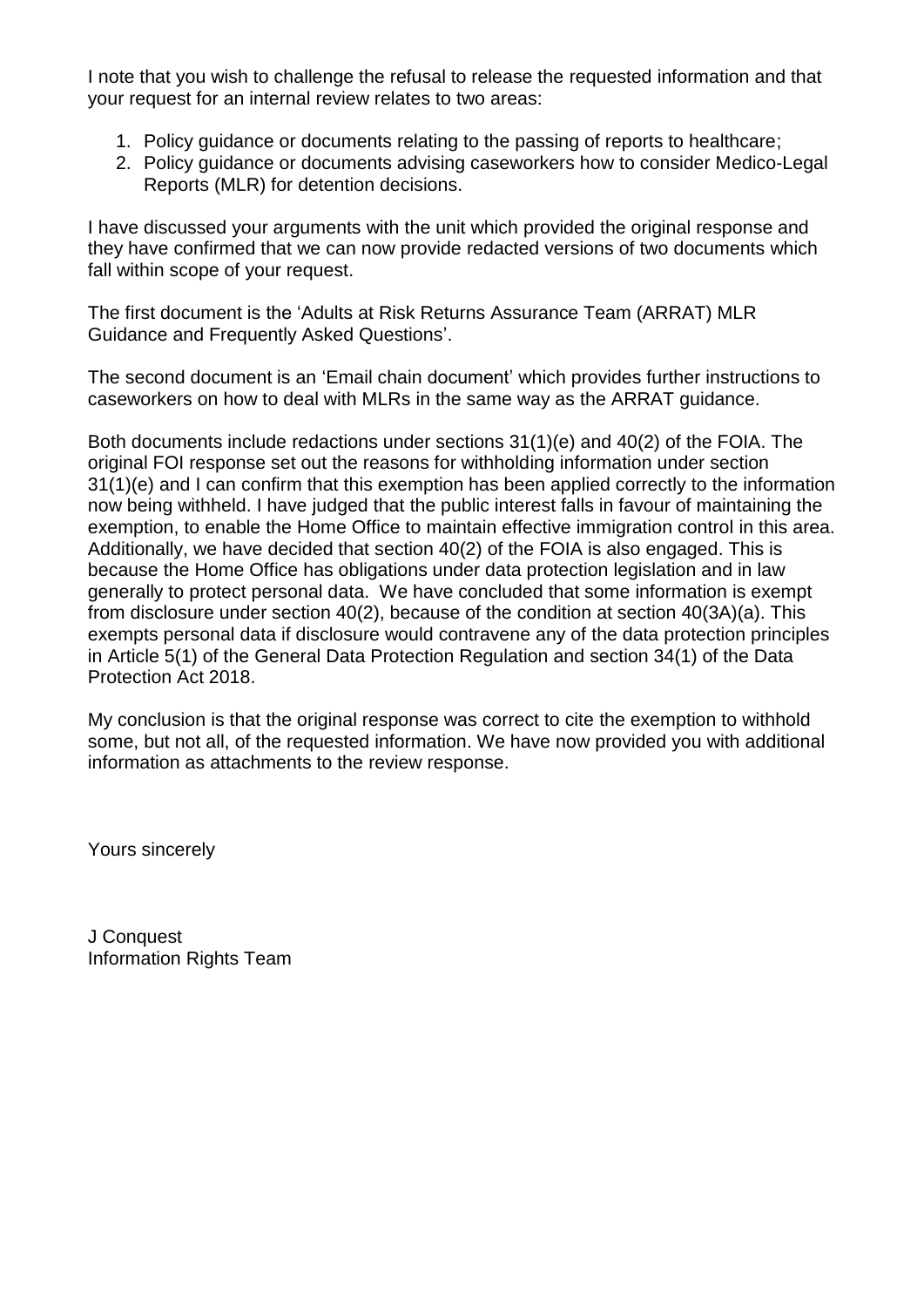I note that you wish to challenge the refusal to release the requested information and that your request for an internal review relates to two areas:

1. Policy guidance or documents relating to the passing of reports to healthcare;
2. Policy guidance or documents advising caseworkers how to consider Medico-Legal Reports (MLR) for detention decisions.

I have discussed your arguments with the unit which provided the original response and they have confirmed that we can now provide redacted versions of two documents which fall within scope of your request.

The first document is the 'Adults at Risk Returns Assurance Team (ARRAT) MLR Guidance and Frequently Asked Questions'.

The second document is an 'Email chain document' which provides further instructions to caseworkers on how to deal with MLRs in the same way as the ARRAT guidance.

Both documents include redactions under sections 31(1)(e) and 40(2) of the FOIA. The original FOI response set out the reasons for withholding information under section 31(1)(e) and I can confirm that this exemption has been applied correctly to the information now being withheld. I have judged that the public interest falls in favour of maintaining the exemption, to enable the Home Office to maintain effective immigration control in this area. Additionally, we have decided that section 40(2) of the FOIA is also engaged. This is because the Home Office has obligations under data protection legislation and in law generally to protect personal data. We have concluded that some information is exempt from disclosure under section 40(2), because of the condition at section 40(3A)(a). This exempts personal data if disclosure would contravene any of the data protection principles in Article 5(1) of the General Data Protection Regulation and section 34(1) of the Data Protection Act 2018.

My conclusion is that the original response was correct to cite the exemption to withhold some, but not all, of the requested information. We have now provided you with additional information as attachments to the review response.

Yours sincerely

J Conquest
Information Rights Team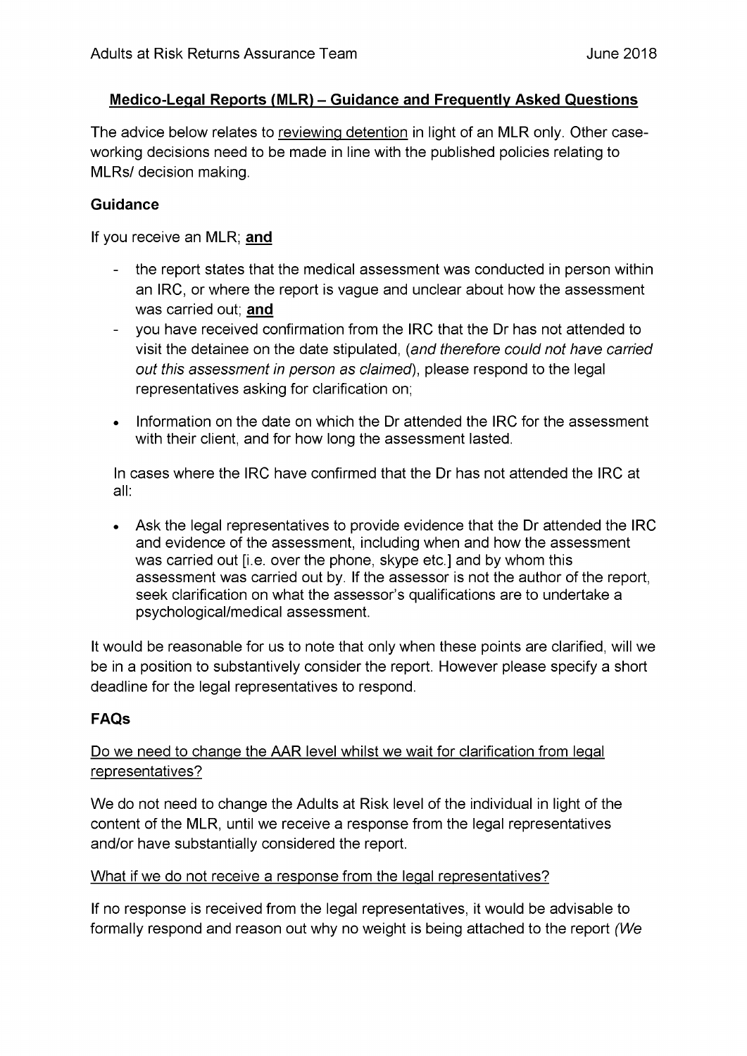## Medico-Legal Reports (MLR) – Guidance and Frequently Asked Questions

The advice below relates to reviewing detention in light of an MLR only. Other case-working decisions need to be made in line with the published policies relating to MLRs/ decision making.

### Guidance

If you receive an MLR; **and**

- the report states that the medical assessment was conducted in person within an IRC, or where the report is vague and unclear about how the assessment was carried out; **and**
- you have received confirmation from the IRC that the Dr has not attended to visit the detainee on the date stipulated, (*and therefore could not have carried out this assessment in person as claimed*), please respond to the legal representatives asking for clarification on;

- Information on the date on which the Dr attended the IRC for the assessment with their client, and for how long the assessment lasted.

In cases where the IRC have confirmed that the Dr has not attended the IRC at all:

- Ask the legal representatives to provide evidence that the Dr attended the IRC and evidence of the assessment, including when and how the assessment was carried out [i.e. over the phone, skype etc.] and by whom this assessment was carried out by. If the assessor is not the author of the report, seek clarification on what the assessor's qualifications are to undertake a psychological/medical assessment.

It would be reasonable for us to note that only when these points are clarified, will we be in a position to substantively consider the report. However please specify a short deadline for the legal representatives to respond.

### FAQs

Do we need to change the AAR level whilst we wait for clarification from legal representatives?

We do not need to change the Adults at Risk level of the individual in light of the content of the MLR, until we receive a response from the legal representatives and/or have substantially considered the report.

What if we do not receive a response from the legal representatives?

If no response is received from the legal representatives, it would be advisable to formally respond and reason out why no weight is being attached to the report *(We*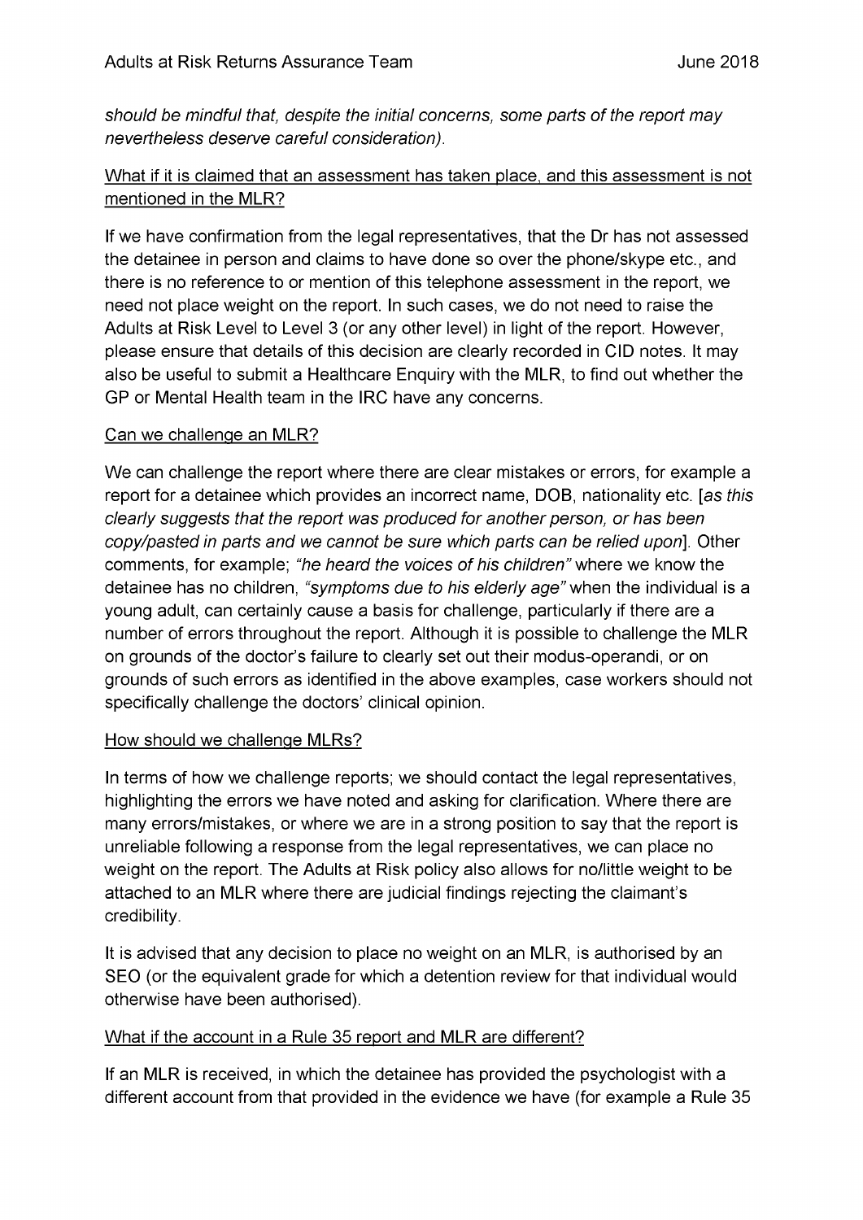*should be mindful that, despite the initial concerns, some parts of the report may nevertheless deserve careful consideration).*

<u>What if it is claimed that an assessment has taken place, and this assessment is not mentioned in the MLR?</u>

If we have confirmation from the legal representatives, that the Dr has not assessed the detainee in person and claims to have done so over the phone/skype etc., and there is no reference to or mention of this telephone assessment in the report, we need not place weight on the report. In such cases, we do not need to raise the Adults at Risk Level to Level 3 (or any other level) in light of the report. However, please ensure that details of this decision are clearly recorded in CID notes. It may also be useful to submit a Healthcare Enquiry with the MLR, to find out whether the GP or Mental Health team in the IRC have any concerns.

<u>Can we challenge an MLR?</u>

We can challenge the report where there are clear mistakes or errors, for example a report for a detainee which provides an incorrect name, DOB, nationality etc. [*as this clearly suggests that the report was produced for another person, or has been copy/pasted in parts and we cannot be sure which parts can be relied upon*]. Other comments, for example; *"he heard the voices of his children"* where we know the detainee has no children, *"symptoms due to his elderly age"* when the individual is a young adult, can certainly cause a basis for challenge, particularly if there are a number of errors throughout the report. Although it is possible to challenge the MLR on grounds of the doctor's failure to clearly set out their modus-operandi, or on grounds of such errors as identified in the above examples, case workers should not specifically challenge the doctors' clinical opinion.

<u>How should we challenge MLRs?</u>

In terms of how we challenge reports; we should contact the legal representatives, highlighting the errors we have noted and asking for clarification. Where there are many errors/mistakes, or where we are in a strong position to say that the report is unreliable following a response from the legal representatives, we can place no weight on the report. The Adults at Risk policy also allows for no/little weight to be attached to an MLR where there are judicial findings rejecting the claimant's credibility.

It is advised that any decision to place no weight on an MLR, is authorised by an SEO (or the equivalent grade for which a detention review for that individual would otherwise have been authorised).

<u>What if the account in a Rule 35 report and MLR are different?</u>

If an MLR is received, in which the detainee has provided the psychologist with a different account from that provided in the evidence we have (for example a Rule 35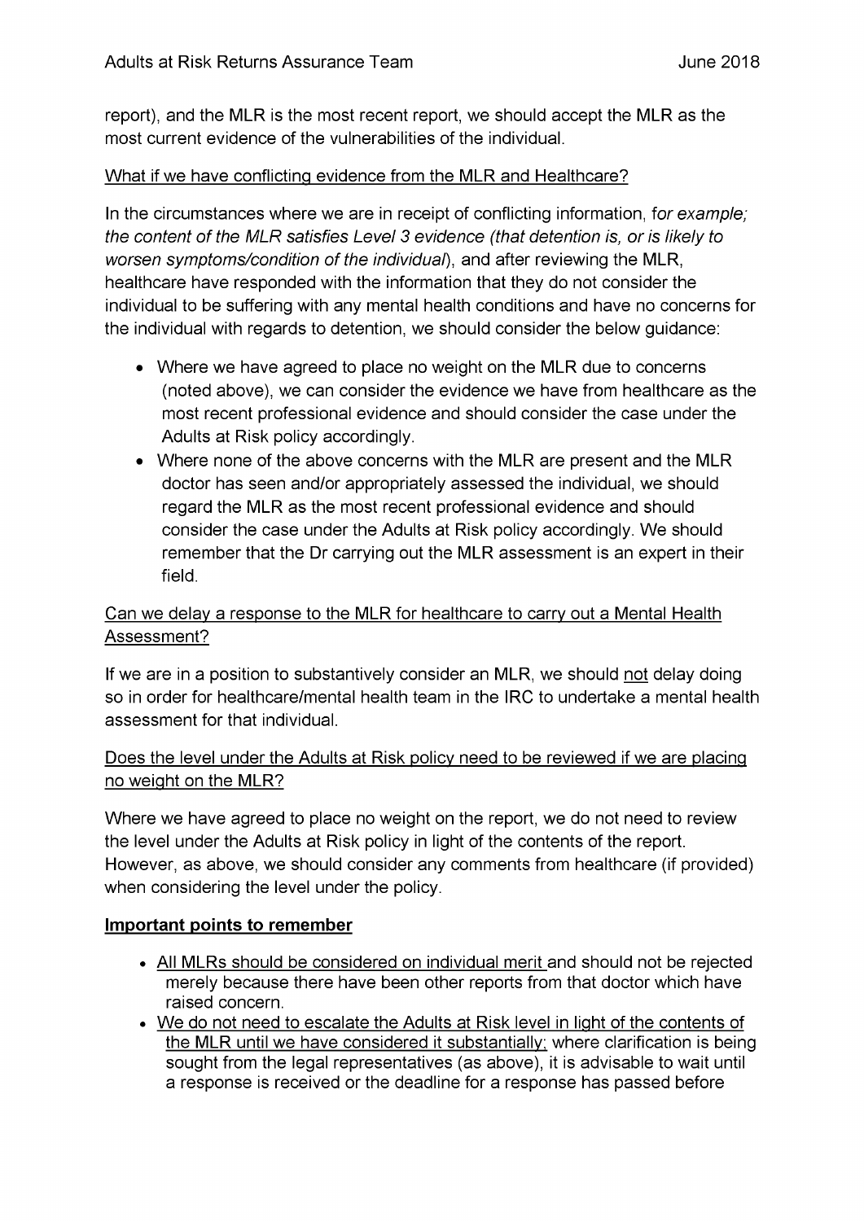report), and the MLR is the most recent report, we should accept the MLR as the most current evidence of the vulnerabilities of the individual.

<u>What if we have conflicting evidence from the MLR and Healthcare?</u>

In the circumstances where we are in receipt of conflicting information, f*or example; the content of the MLR satisfies Level 3 evidence (that detention is, or is likely to worsen symptoms/condition of the individual*), and after reviewing the MLR, healthcare have responded with the information that they do not consider the individual to be suffering with any mental health conditions and have no concerns for the individual with regards to detention, we should consider the below guidance:

- Where we have agreed to place no weight on the MLR due to concerns (noted above), we can consider the evidence we have from healthcare as the most recent professional evidence and should consider the case under the Adults at Risk policy accordingly.
- Where none of the above concerns with the MLR are present and the MLR doctor has seen and/or appropriately assessed the individual, we should regard the MLR as the most recent professional evidence and should consider the case under the Adults at Risk policy accordingly. We should remember that the Dr carrying out the MLR assessment is an expert in their field.

<u>Can we delay a response to the MLR for healthcare to carry out a Mental Health Assessment?</u>

If we are in a position to substantively consider an MLR, we should <u>not</u> delay doing so in order for healthcare/mental health team in the IRC to undertake a mental health assessment for that individual.

<u>Does the level under the Adults at Risk policy need to be reviewed if we are placing no weight on the MLR?</u>

Where we have agreed to place no weight on the report, we do not need to review the level under the Adults at Risk policy in light of the contents of the report. However, as above, we should consider any comments from healthcare (if provided) when considering the level under the policy.

**<u>Important points to remember</u>**

- <u>All MLRs should be considered on individual merit</u> and should not be rejected merely because there have been other reports from that doctor which have raised concern.
- <u>We do not need to escalate the Adults at Risk level in light of the contents of the MLR until we have considered it substantially;</u> where clarification is being sought from the legal representatives (as above), it is advisable to wait until a response is received or the deadline for a response has passed before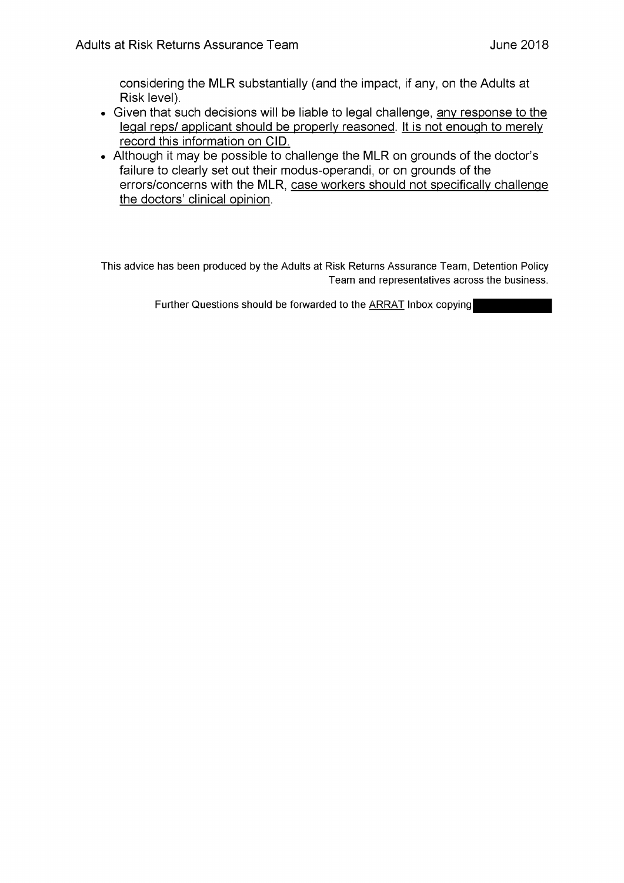considering the MLR substantially (and the impact, if any, on the Adults at Risk level).

- Given that such decisions will be liable to legal challenge, <u>any response to the legal reps/ applicant should be properly reasoned</u>. <u>It is not enough to merely record this information on CID.</u>
- Although it may be possible to challenge the MLR on grounds of the doctor's failure to clearly set out their modus-operandi, or on grounds of the errors/concerns with the MLR, <u>case workers should not specifically challenge the doctors' clinical opinion</u>.

This advice has been produced by the Adults at Risk Returns Assurance Team, Detention Policy Team and representatives across the business.

Further Questions should be forwarded to the <u>ARRAT</u> Inbox copying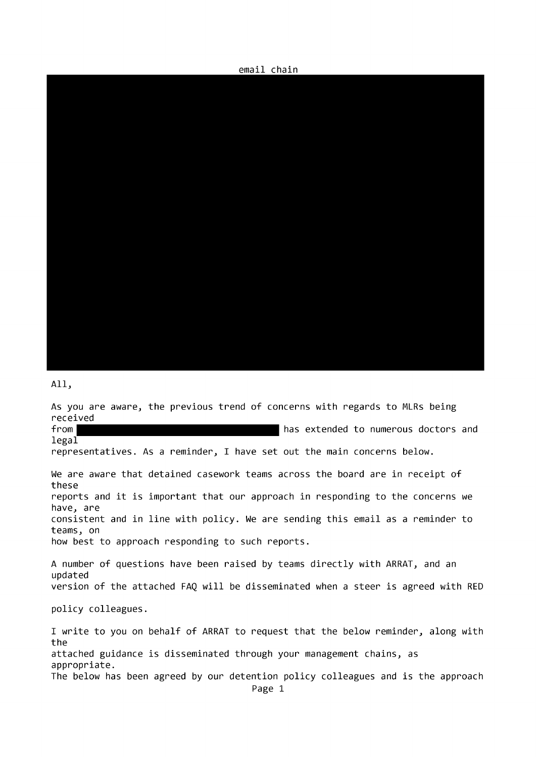email chain

All,

As you are aware, the previous trend of concerns with regards to MLRs being received from [REDACTED] has extended to numerous doctors and legal representatives. As a reminder, I have set out the main concerns below.

We are aware that detained casework teams across the board are in receipt of these reports and it is important that our approach in responding to the concerns we have, are consistent and in line with policy. We are sending this email as a reminder to teams, on how best to approach responding to such reports.

A number of questions have been raised by teams directly with ARRAT, and an updated version of the attached FAQ will be disseminated when a steer is agreed with RED policy colleagues.

I write to you on behalf of ARRAT to request that the below reminder, along with the attached guidance is disseminated through your management chains, as appropriate.
The below has been agreed by our detention policy colleagues and is the approach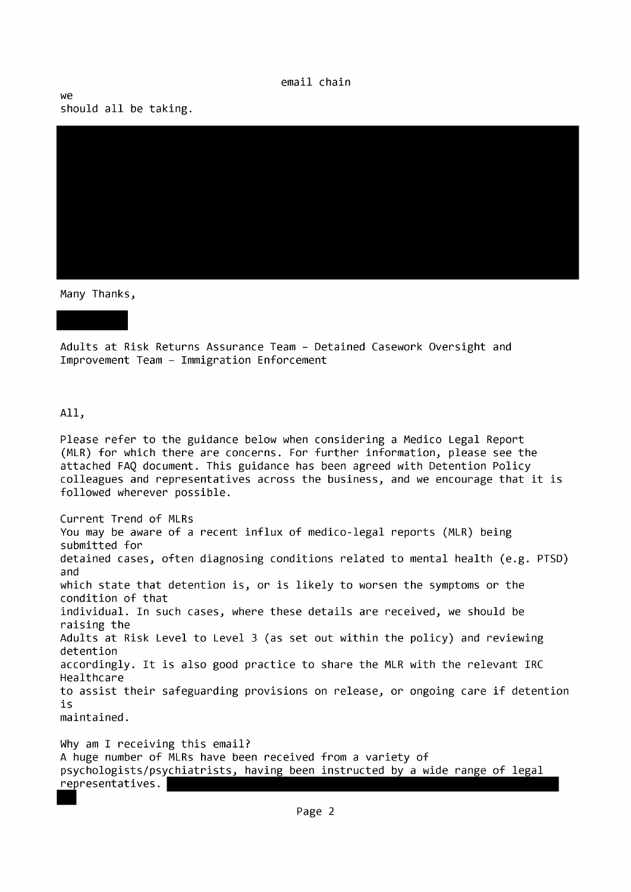email chain

we
should all be taking.

Many Thanks,

Adults at Risk Returns Assurance Team – Detained Casework Oversight and Improvement Team – Immigration Enforcement

All,

Please refer to the guidance below when considering a Medico Legal Report (MLR) for which there are concerns. For further information, please see the attached FAQ document. This guidance has been agreed with Detention Policy colleagues and representatives across the business, and we encourage that it is followed wherever possible.

Current Trend of MLRs
You may be aware of a recent influx of medico-legal reports (MLR) being submitted for detained cases, often diagnosing conditions related to mental health (e.g. PTSD) and which state that detention is, or is likely to worsen the symptoms or the condition of that individual. In such cases, where these details are received, we should be raising the Adults at Risk Level to Level 3 (as set out within the policy) and reviewing detention accordingly. It is also good practice to share the MLR with the relevant IRC Healthcare to assist their safeguarding provisions on release, or ongoing care if detention is maintained.

Why am I receiving this email?
A huge number of MLRs have been received from a variety of psychologists/psychiatrists, having been instructed by a wide range of legal representatives.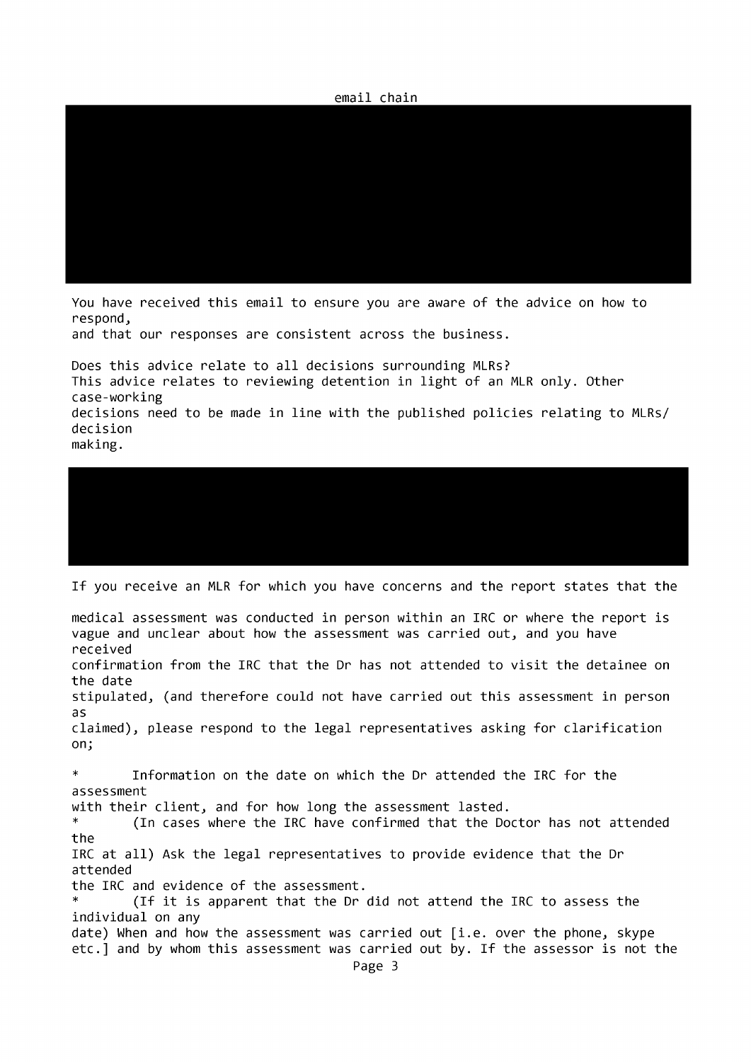email chain

You have received this email to ensure you are aware of the advice on how to respond, and that our responses are consistent across the business.

Does this advice relate to all decisions surrounding MLRs?
This advice relates to reviewing detention in light of an MLR only. Other case-working decisions need to be made in line with the published policies relating to MLRs/decision making.

If you receive an MLR for which you have concerns and the report states that the medical assessment was conducted in person within an IRC or where the report is vague and unclear about how the assessment was carried out, and you have received confirmation from the IRC that the Dr has not attended to visit the detainee on the date stipulated, (and therefore could not have carried out this assessment in person as claimed), please respond to the legal representatives asking for clarification on;

* Information on the date on which the Dr attended the IRC for the assessment with their client, and for how long the assessment lasted.
* (In cases where the IRC have confirmed that the Doctor has not attended the IRC at all) Ask the legal representatives to provide evidence that the Dr attended the IRC and evidence of the assessment.
* (If it is apparent that the Dr did not attend the IRC to assess the individual on any date) When and how the assessment was carried out [i.e. over the phone, skype etc.] and by whom this assessment was carried out by. If the assessor is not the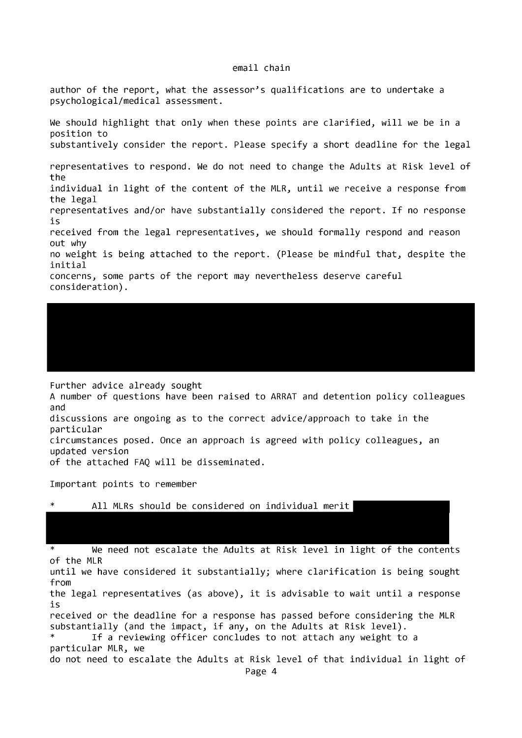author of the report, what the assessor's qualifications are to undertake a psychological/medical assessment.

We should highlight that only when these points are clarified, will we be in a position to substantively consider the report. Please specify a short deadline for the legal representatives to respond. We do not need to change the Adults at Risk level of the individual in light of the content of the MLR, until we receive a response from the legal representatives and/or have substantially considered the report. If no response is received from the legal representatives, we should formally respond and reason out why no weight is being attached to the report. (Please be mindful that, despite the initial concerns, some parts of the report may nevertheless deserve careful consideration).

Further advice already sought
A number of questions have been raised to ARRAT and detention policy colleagues and discussions are ongoing as to the correct advice/approach to take in the particular circumstances posed. Once an approach is agreed with policy colleagues, an updated version of the attached FAQ will be disseminated.

Important points to remember

* All MLRs should be considered on individual merit

* We need not escalate the Adults at Risk level in light of the contents of the MLR until we have considered it substantially; where clarification is being sought from the legal representatives (as above), it is advisable to wait until a response is received or the deadline for a response has passed before considering the MLR substantially (and the impact, if any, on the Adults at Risk level).
* If a reviewing officer concludes to not attach any weight to a particular MLR, we do not need to escalate the Adults at Risk level of that individual in light of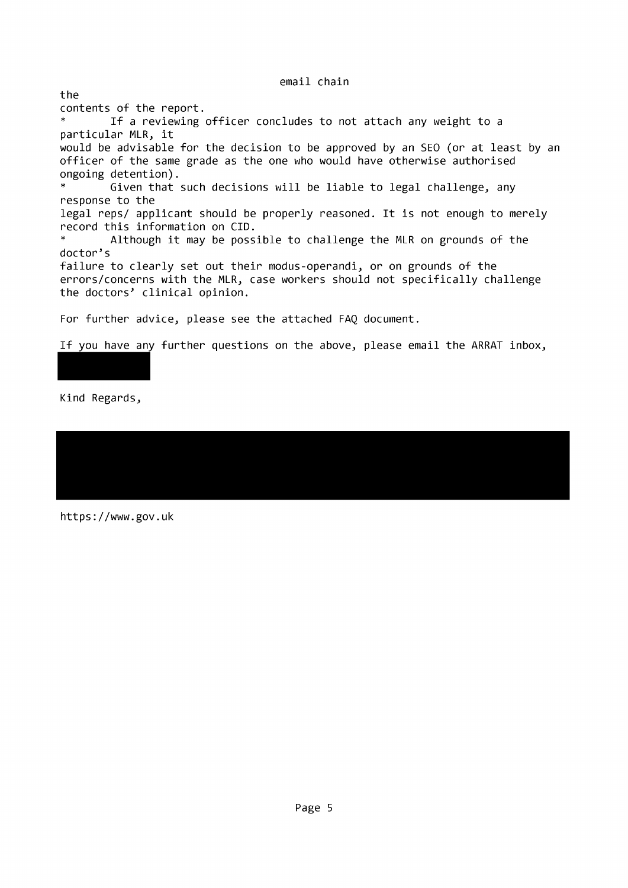email chain

the
contents of the report.

* If a reviewing officer concludes to not attach any weight to a particular MLR, it would be advisable for the decision to be approved by an SEO (or at least by an officer of the same grade as the one who would have otherwise authorised ongoing detention).
* Given that such decisions will be liable to legal challenge, any response to the legal reps/ applicant should be properly reasoned. It is not enough to merely record this information on CID.
* Although it may be possible to challenge the MLR on grounds of the doctor's failure to clearly set out their modus-operandi, or on grounds of the errors/concerns with the MLR, case workers should not specifically challenge the doctors' clinical opinion.

For further advice, please see the attached FAQ document.

If you have any further questions on the above, please email the ARRAT inbox,

Kind Regards,

https://www.gov.uk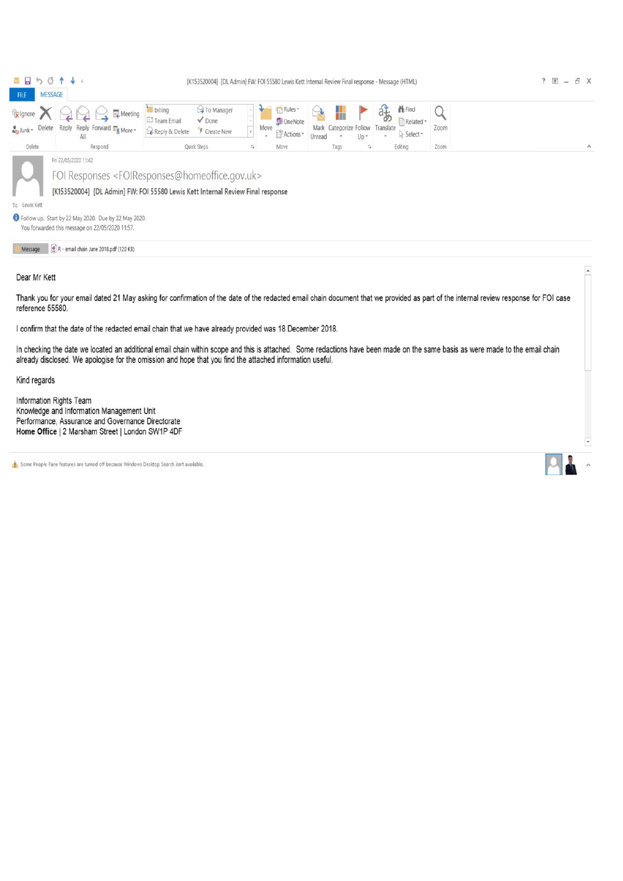[K153520004] [DL Admin] FW: FOI 55580 Lewis Kett Internal Review Final response - Message (HTML)

Fri 22/05/2020 11:42

FOI Responses <FOIResponses@homeoffice.gov.uk>

[K153520004] [DL Admin] FW: FOI 55580 Lewis Kett Internal Review Final response

To Lewis Kett

Follow up. Start by 22 May 2020. Due by 22 May 2020.
You forwarded this message on 22/05/2020 11:57.

Message | R - email chain June 2018.pdf (120 KB)

Dear Mr Kett

Thank you for your email dated 21 May asking for confirmation of the date of the redacted email chain document that we provided as part of the internal review response for FOI case reference 55580.

I confirm that the date of the redacted email chain that we have already provided was 18 December 2018.

In checking the date we located an additional email chain within scope and this is attached. Some redactions have been made on the same basis as were made to the email chain already disclosed. We apologise for the omission and hope that you find the attached information useful.

Kind regards

Information Rights Team
Knowledge and Information Management Unit
Performance, Assurance and Governance Directorate
**Home Office** | 2 Marsham Street | London SW1P 4DF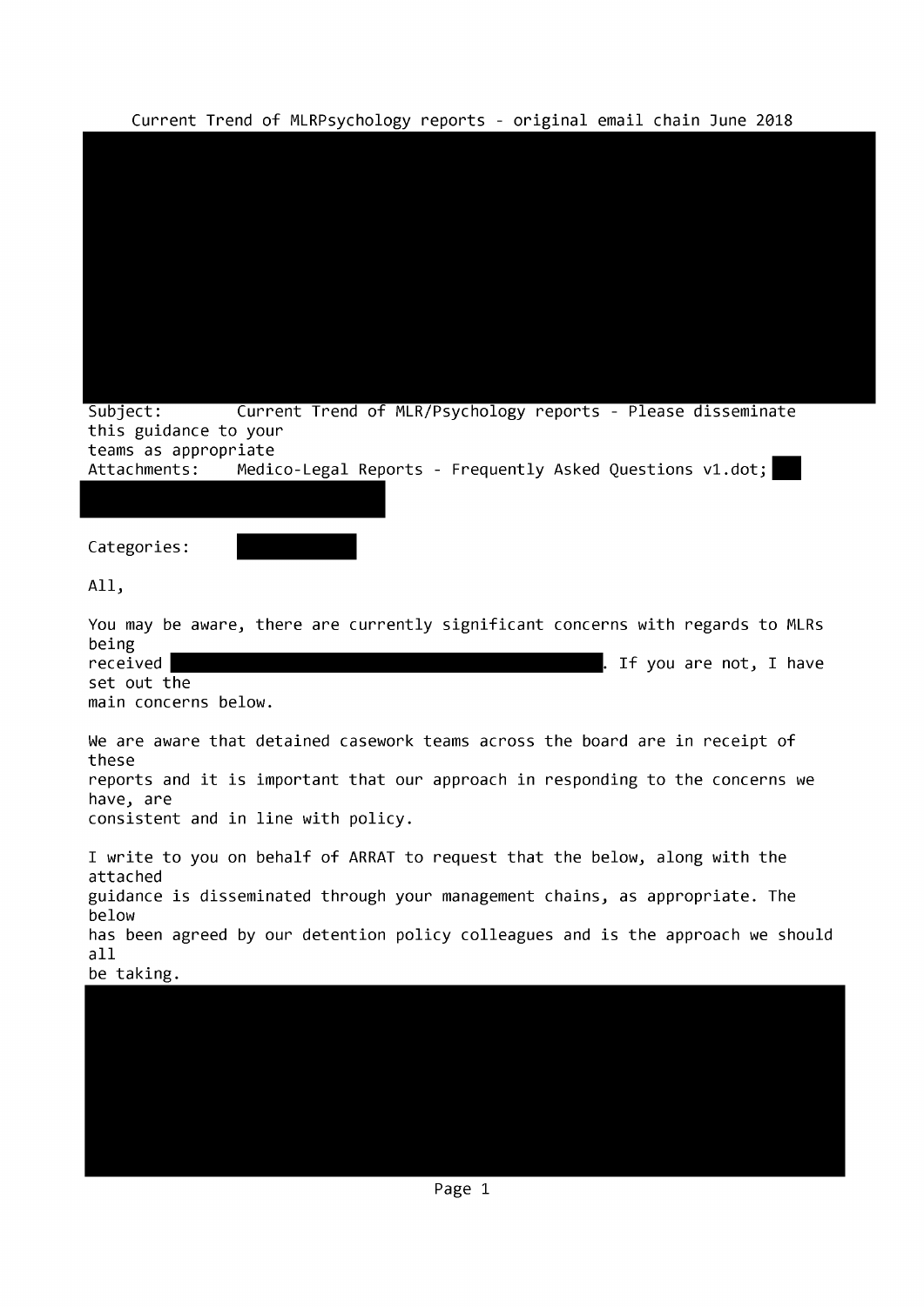Current Trend of MLRPsychology reports - original email chain June 2018

Subject: Current Trend of MLR/Psychology reports - Please disseminate this guidance to your teams as appropriate
Attachments: Medico-Legal Reports - Frequently Asked Questions v1.dot;

Categories:

All,

You may be aware, there are currently significant concerns with regards to MLRs being received . If you are not, I have set out the main concerns below.

We are aware that detained casework teams across the board are in receipt of these reports and it is important that our approach in responding to the concerns we have, are consistent and in line with policy.

I write to you on behalf of ARRAT to request that the below, along with the attached guidance is disseminated through your management chains, as appropriate. The below has been agreed by our detention policy colleagues and is the approach we should all be taking.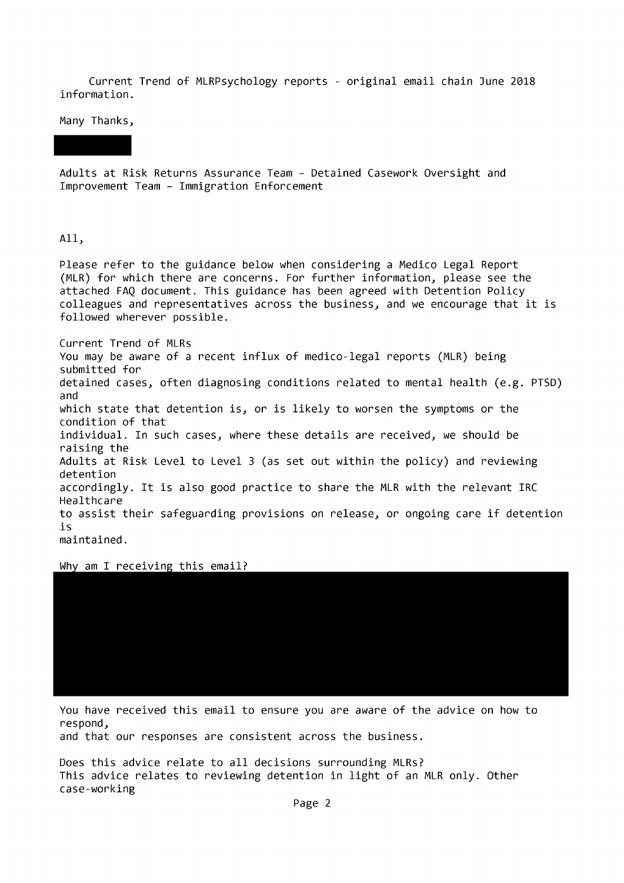Current Trend of MLRPsychology reports - original email chain June 2018 information.

Many Thanks,

Adults at Risk Returns Assurance Team - Detained Casework Oversight and Improvement Team - Immigration Enforcement

All,

Please refer to the guidance below when considering a Medico Legal Report (MLR) for which there are concerns. For further information, please see the attached FAQ document. This guidance has been agreed with Detention Policy colleagues and representatives across the business, and we encourage that it is followed wherever possible.

Current Trend of MLRs

You may be aware of a recent influx of medico-legal reports (MLR) being submitted for detained cases, often diagnosing conditions related to mental health (e.g. PTSD) and which state that detention is, or is likely to worsen the symptoms or the condition of that individual. In such cases, where these details are received, we should be raising the Adults at Risk Level to Level 3 (as set out within the policy) and reviewing detention accordingly. It is also good practice to share the MLR with the relevant IRC Healthcare to assist their safeguarding provisions on release, or ongoing care if detention is maintained.

Why am I receiving this email?

You have received this email to ensure you are aware of the advice on how to respond, and that our responses are consistent across the business.

Does this advice relate to all decisions surrounding MLRs?

This advice relates to reviewing detention in light of an MLR only. Other case-working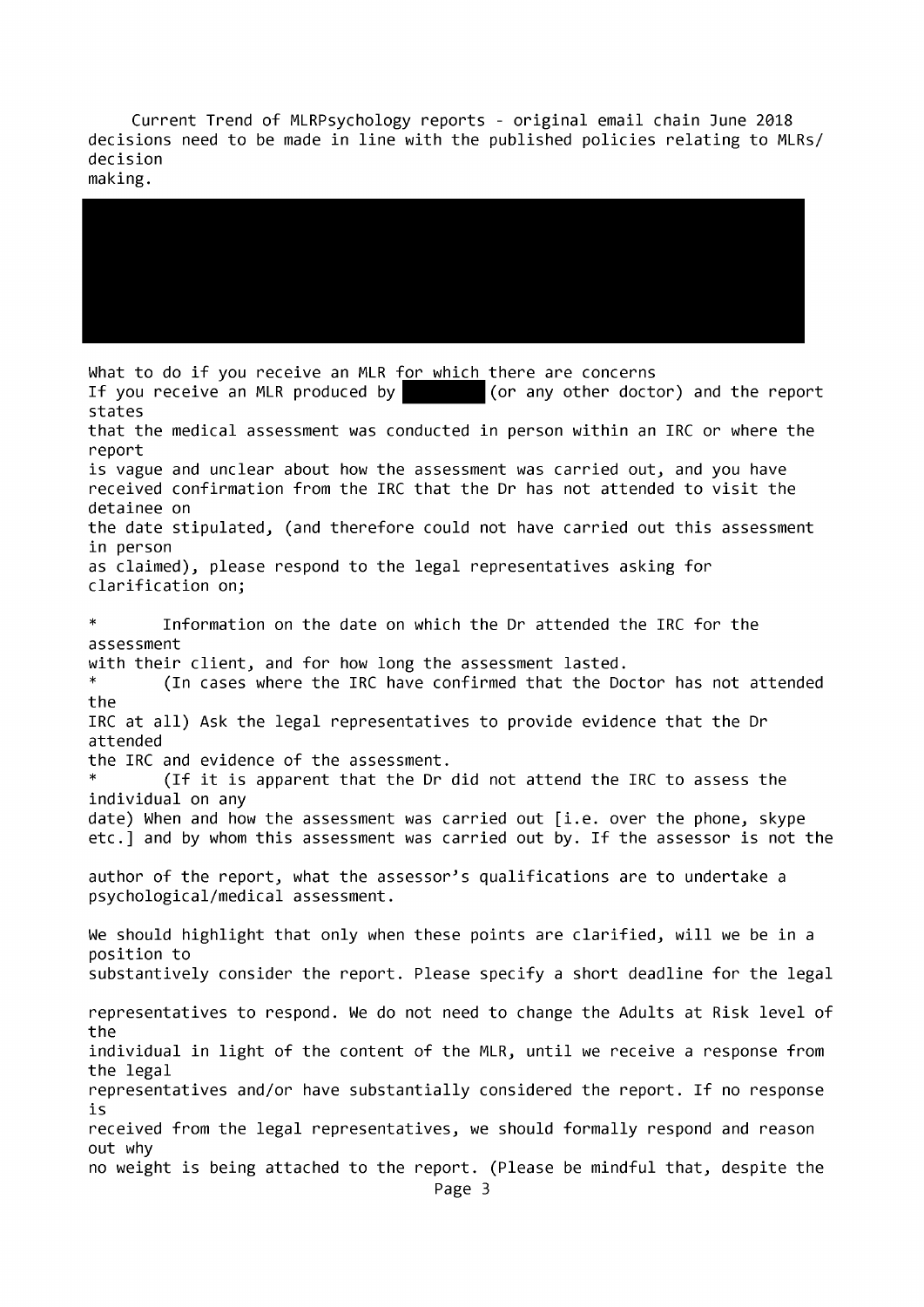Current Trend of MLRPsychology reports - original email chain June 2018 decisions need to be made in line with the published policies relating to MLRs/ decision making.

What to do if you receive an MLR for which there are concerns

If you receive an MLR produced by ███████ (or any other doctor) and the report states that the medical assessment was conducted in person within an IRC or where the report is vague and unclear about how the assessment was carried out, and you have received confirmation from the IRC that the Dr has not attended to visit the detainee on the date stipulated, (and therefore could not have carried out this assessment in person as claimed), please respond to the legal representatives asking for clarification on;

* Information on the date on which the Dr attended the IRC for the assessment with their client, and for how long the assessment lasted.
* (In cases where the IRC have confirmed that the Doctor has not attended the IRC at all) Ask the legal representatives to provide evidence that the Dr attended the IRC and evidence of the assessment.
* (If it is apparent that the Dr did not attend the IRC to assess the individual on any date) When and how the assessment was carried out [i.e. over the phone, skype etc.] and by whom this assessment was carried out by. If the assessor is not the author of the report, what the assessor's qualifications are to undertake a psychological/medical assessment.

We should highlight that only when these points are clarified, will we be in a position to substantively consider the report. Please specify a short deadline for the legal representatives to respond. We do not need to change the Adults at Risk level of the individual in light of the content of the MLR, until we receive a response from the legal representatives and/or have substantially considered the report. If no response is received from the legal representatives, we should formally respond and reason out why no weight is being attached to the report. (Please be mindful that, despite the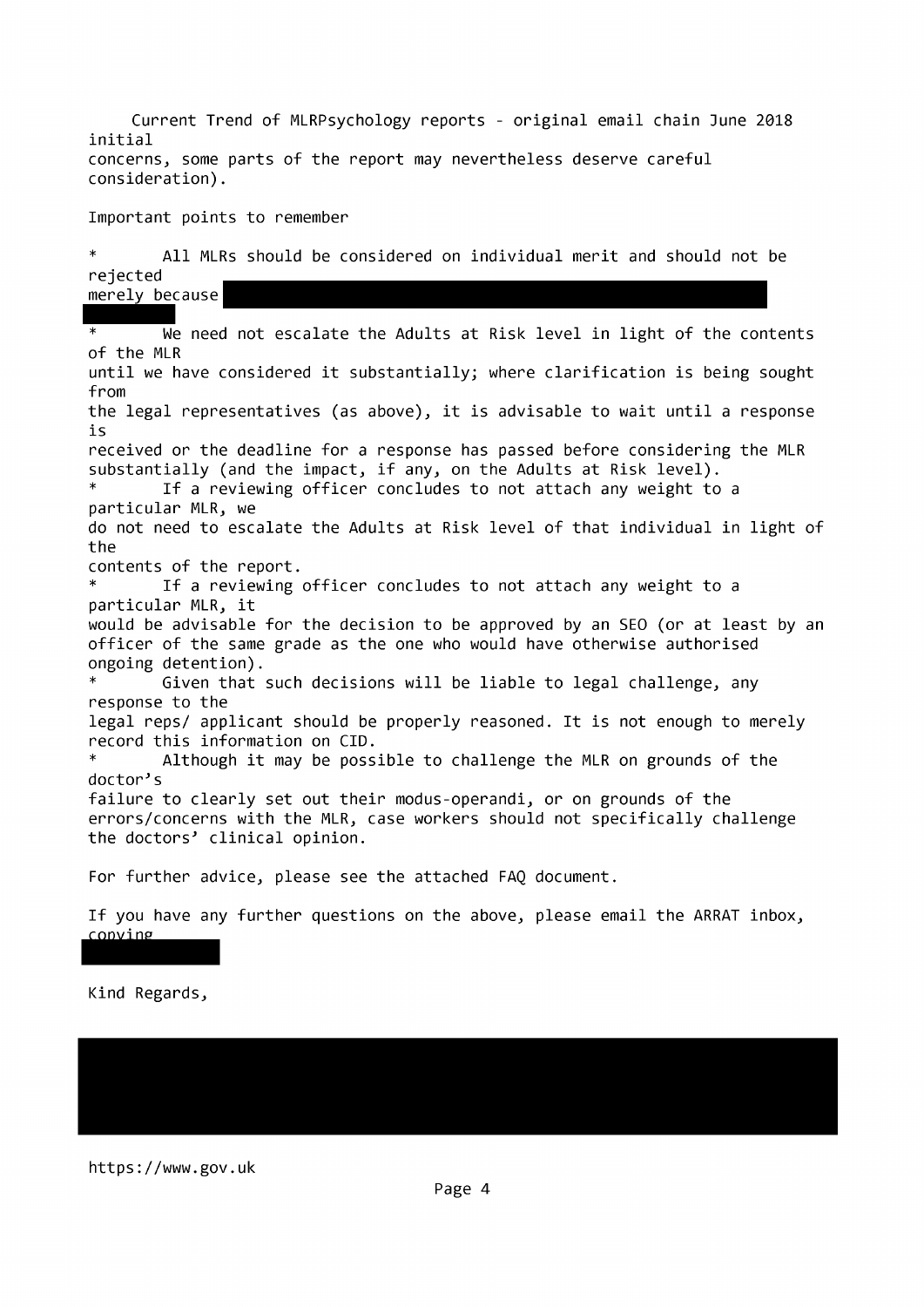Current Trend of MLRPsychology reports - original email chain June 2018 initial concerns, some parts of the report may nevertheless deserve careful consideration).

Important points to remember

* All MLRs should be considered on individual merit and should not be rejected merely because
* We need not escalate the Adults at Risk level in light of the contents of the MLR until we have considered it substantially; where clarification is being sought from the legal representatives (as above), it is advisable to wait until a response is received or the deadline for a response has passed before considering the MLR substantially (and the impact, if any, on the Adults at Risk level).
* If a reviewing officer concludes to not attach any weight to a particular MLR, we do not need to escalate the Adults at Risk level of that individual in light of the contents of the report.
* If a reviewing officer concludes to not attach any weight to a particular MLR, it would be advisable for the decision to be approved by an SEO (or at least by an officer of the same grade as the one who would have otherwise authorised ongoing detention).
* Given that such decisions will be liable to legal challenge, any response to the legal reps/ applicant should be properly reasoned. It is not enough to merely record this information on CID.
* Although it may be possible to challenge the MLR on grounds of the doctor's failure to clearly set out their modus-operandi, or on grounds of the errors/concerns with the MLR, case workers should not specifically challenge the doctors' clinical opinion.

For further advice, please see the attached FAQ document.

If you have any further questions on the above, please email the ARRAT inbox, copying

Kind Regards,

https://www.gov.uk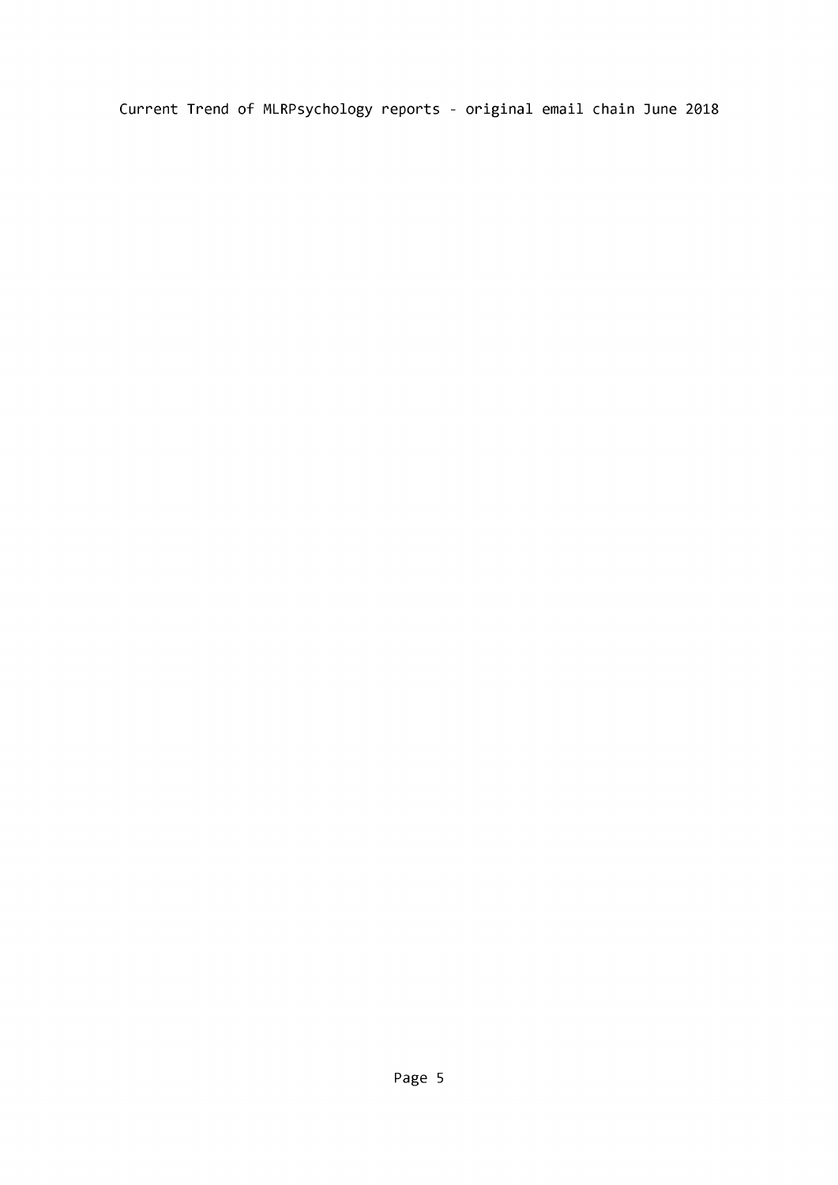Current Trend of MLRPsychology reports - original email chain June 2018